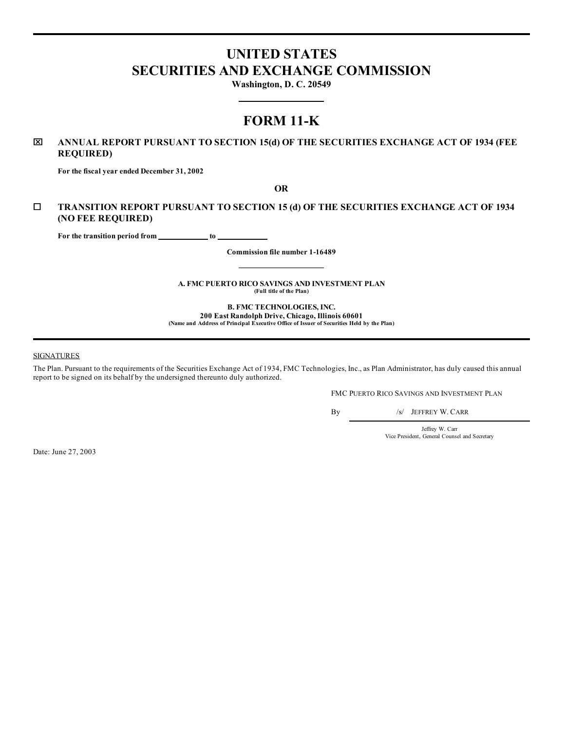# UNITED STATES
# SECURITIES AND EXCHANGE COMMISSION

**Washington, D. C. 20549**

---

# FORM 11-K

☒ **ANNUAL REPORT PURSUANT TO SECTION 15(d) OF THE SECURITIES EXCHANGE ACT OF 1934 (FEE REQUIRED)**

**For the fiscal year ended December 31, 2002**

**OR**

☐ **TRANSITION REPORT PURSUANT TO SECTION 15 (d) OF THE SECURITIES EXCHANGE ACT OF 1934 (NO FEE REQUIRED)**

**For the transition period from \_\_\_\_\_\_\_\_\_\_ to \_\_\_\_\_\_\_\_\_\_**

**Commission file number 1-16489**

---

**A. FMC PUERTO RICO SAVINGS AND INVESTMENT PLAN**
**(Full title of the Plan)**

**B. FMC TECHNOLOGIES, INC.**
**200 East Randolph Drive, Chicago, Illinois 60601**
**(Name and Address of Principal Executive Office of Issuer of Securities Held by the Plan)**

---

SIGNATURES

The Plan. Pursuant to the requirements of the Securities Exchange Act of 1934, FMC Technologies, Inc., as Plan Administrator, has duly caused this annual report to be signed on its behalf by the undersigned thereunto duly authorized.

FMC PUERTO RICO SAVINGS AND INVESTMENT PLAN

By /s/ JEFFREY W. CARR

Jeffrey W. Carr
Vice President, General Counsel and Secretary

Date: June 27, 2003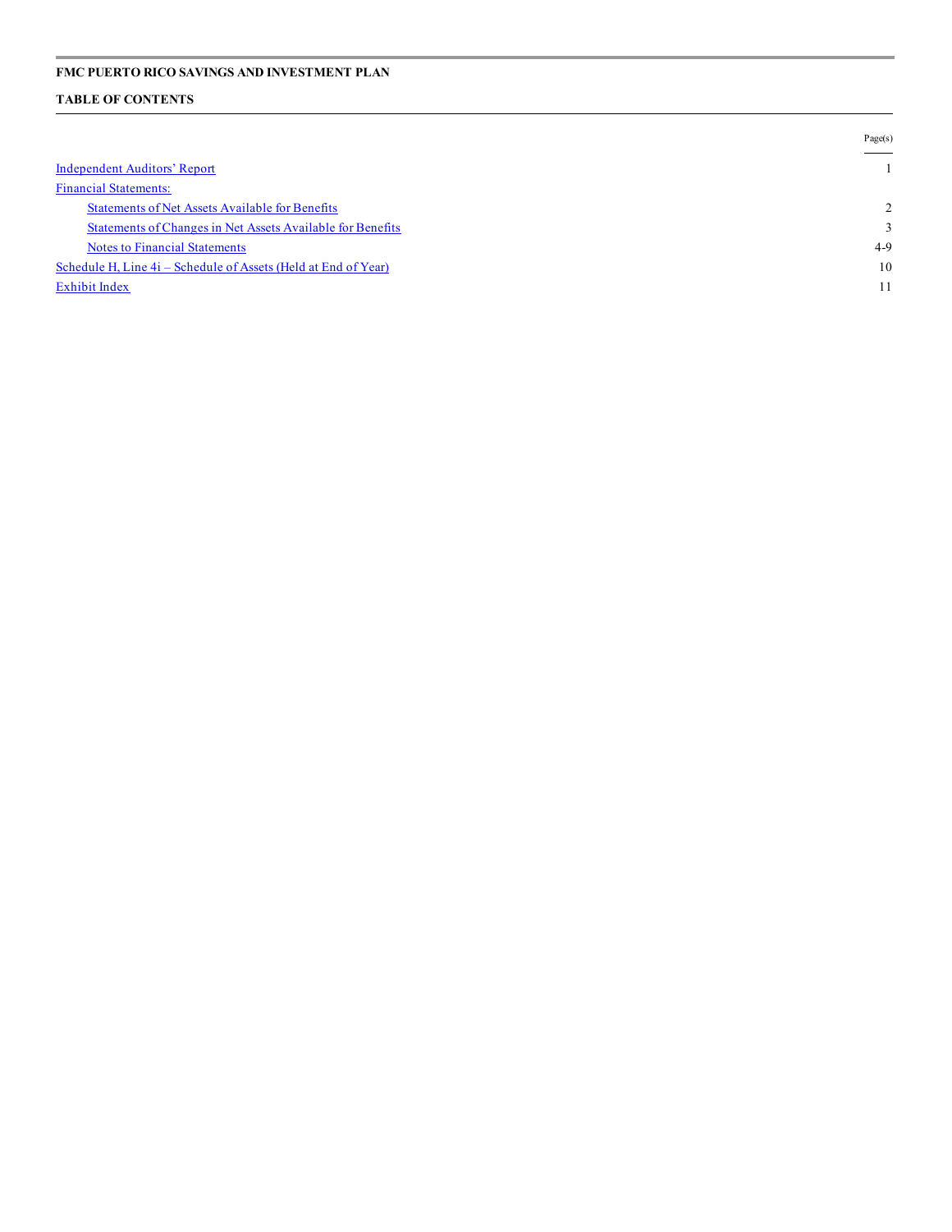**FMC PUERTO RICO SAVINGS AND INVESTMENT PLAN**

**TABLE OF CONTENTS**

| | Page(s) |
|---|---|
| Independent Auditors' Report | 1 |
| Financial Statements: | |
| Statements of Net Assets Available for Benefits | 2 |
| Statements of Changes in Net Assets Available for Benefits | 3 |
| Notes to Financial Statements | 4-9 |
| Schedule H, Line 4i – Schedule of Assets (Held at End of Year) | 10 |
| Exhibit Index | 11 |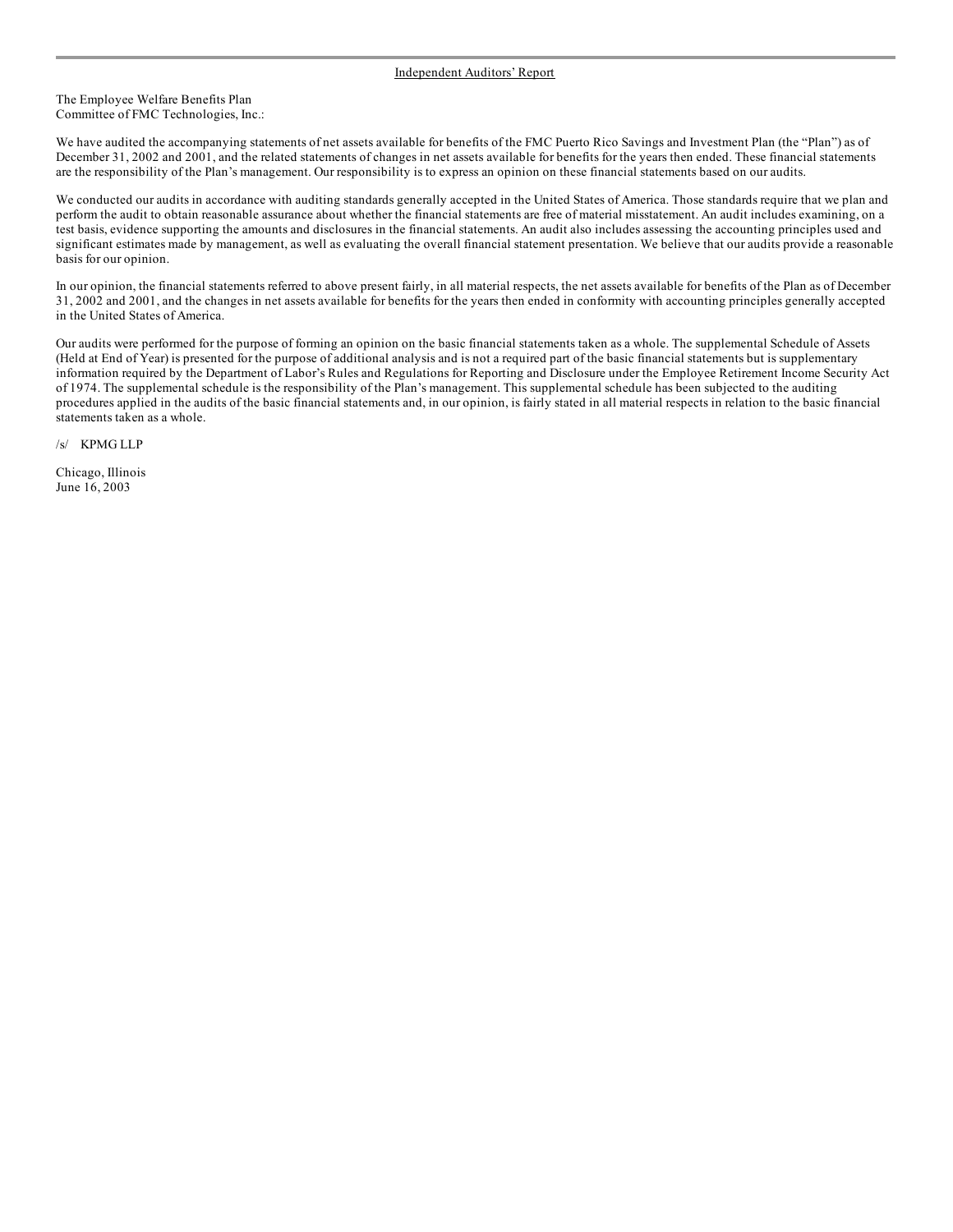## Independent Auditors' Report

The Employee Welfare Benefits Plan
Committee of FMC Technologies, Inc.:

We have audited the accompanying statements of net assets available for benefits of the FMC Puerto Rico Savings and Investment Plan (the "Plan") as of December 31, 2002 and 2001, and the related statements of changes in net assets available for benefits for the years then ended. These financial statements are the responsibility of the Plan's management. Our responsibility is to express an opinion on these financial statements based on our audits.

We conducted our audits in accordance with auditing standards generally accepted in the United States of America. Those standards require that we plan and perform the audit to obtain reasonable assurance about whether the financial statements are free of material misstatement. An audit includes examining, on a test basis, evidence supporting the amounts and disclosures in the financial statements. An audit also includes assessing the accounting principles used and significant estimates made by management, as well as evaluating the overall financial statement presentation. We believe that our audits provide a reasonable basis for our opinion.

In our opinion, the financial statements referred to above present fairly, in all material respects, the net assets available for benefits of the Plan as of December 31, 2002 and 2001, and the changes in net assets available for benefits for the years then ended in conformity with accounting principles generally accepted in the United States of America.

Our audits were performed for the purpose of forming an opinion on the basic financial statements taken as a whole. The supplemental Schedule of Assets (Held at End of Year) is presented for the purpose of additional analysis and is not a required part of the basic financial statements but is supplementary information required by the Department of Labor's Rules and Regulations for Reporting and Disclosure under the Employee Retirement Income Security Act of 1974. The supplemental schedule is the responsibility of the Plan's management. This supplemental schedule has been subjected to the auditing procedures applied in the audits of the basic financial statements and, in our opinion, is fairly stated in all material respects in relation to the basic financial statements taken as a whole.

/s/ KPMG LLP

Chicago, Illinois
June 16, 2003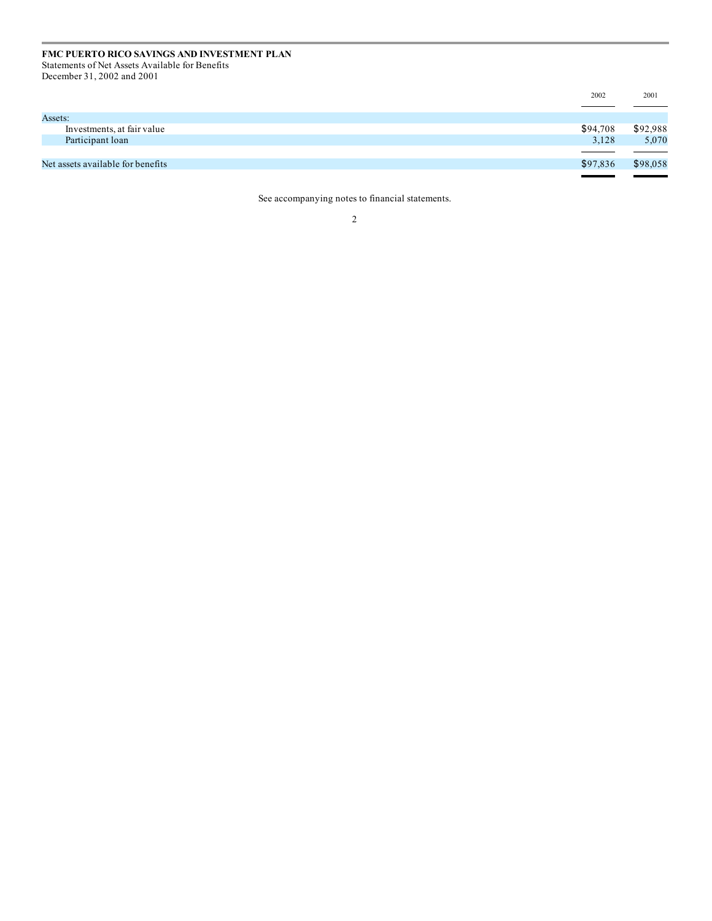**FMC PUERTO RICO SAVINGS AND INVESTMENT PLAN**

Statements of Net Assets Available for Benefits

December 31, 2002 and 2001

| | 2002 | 2001 |
|---|---|---|
| Assets: | | |
| Investments, at fair value | $94,708 | $92,988 |
| Participant loan | 3,128 | 5,070 |
| Net assets available for benefits | $97,836 | $98,058 |

See accompanying notes to financial statements.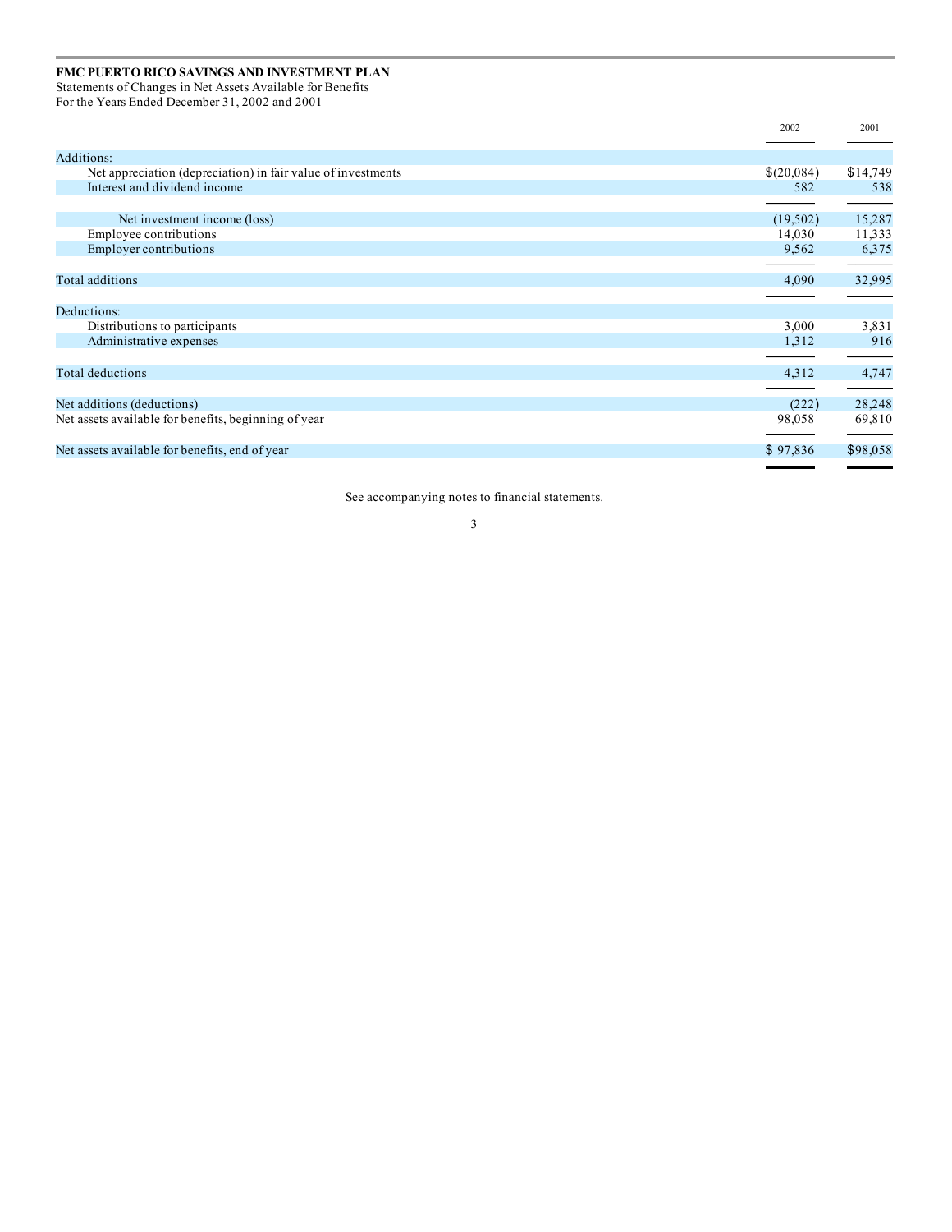**FMC PUERTO RICO SAVINGS AND INVESTMENT PLAN**

Statements of Changes in Net Assets Available for Benefits

For the Years Ended December 31, 2002 and 2001

| | 2002 | 2001 |
|---|---|---|
| Additions: | | |
| Net appreciation (depreciation) in fair value of investments | $(20,084) | $14,749 |
| Interest and dividend income | 582 | 538 |
| Net investment income (loss) | (19,502) | 15,287 |
| Employee contributions | 14,030 | 11,333 |
| Employer contributions | 9,562 | 6,375 |
| Total additions | 4,090 | 32,995 |
| Deductions: | | |
| Distributions to participants | 3,000 | 3,831 |
| Administrative expenses | 1,312 | 916 |
| Total deductions | 4,312 | 4,747 |
| Net additions (deductions) | (222) | 28,248 |
| Net assets available for benefits, beginning of year | 98,058 | 69,810 |
| Net assets available for benefits, end of year | $ 97,836 | $98,058 |

See accompanying notes to financial statements.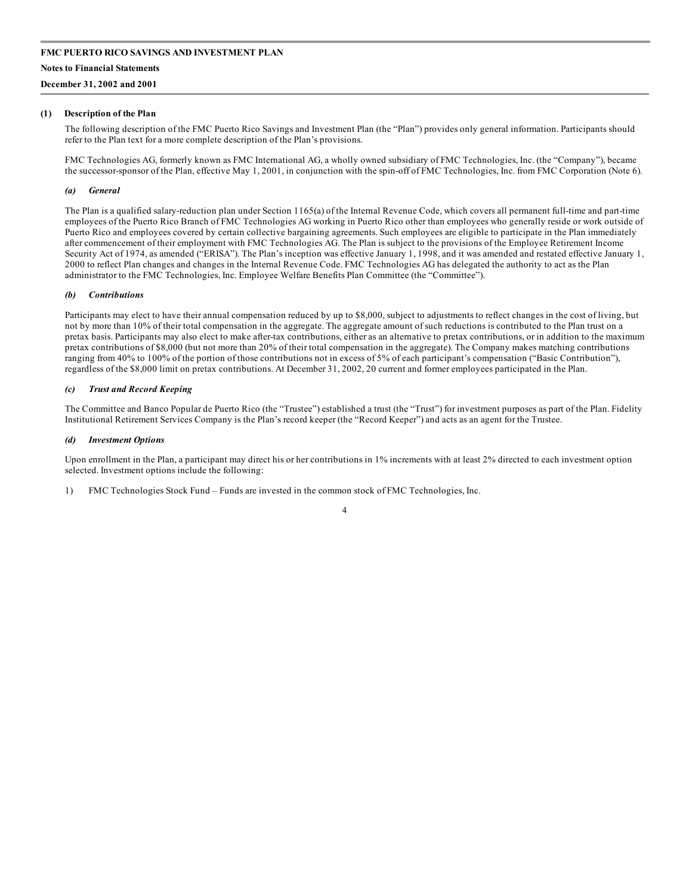**FMC PUERTO RICO SAVINGS AND INVESTMENT PLAN**

**Notes to Financial Statements**

**December 31, 2002 and 2001**

## (1) Description of the Plan

The following description of the FMC Puerto Rico Savings and Investment Plan (the "Plan") provides only general information. Participants should refer to the Plan text for a more complete description of the Plan's provisions.

FMC Technologies AG, formerly known as FMC International AG, a wholly owned subsidiary of FMC Technologies, Inc. (the "Company"), became the successor-sponsor of the Plan, effective May 1, 2001, in conjunction with the spin-off of FMC Technologies, Inc. from FMC Corporation (Note 6).

### *(a) General*

The Plan is a qualified salary-reduction plan under Section 1165(a) of the Internal Revenue Code, which covers all permanent full-time and part-time employees of the Puerto Rico Branch of FMC Technologies AG working in Puerto Rico other than employees who generally reside or work outside of Puerto Rico and employees covered by certain collective bargaining agreements. Such employees are eligible to participate in the Plan immediately after commencement of their employment with FMC Technologies AG. The Plan is subject to the provisions of the Employee Retirement Income Security Act of 1974, as amended ("ERISA"). The Plan's inception was effective January 1, 1998, and it was amended and restated effective January 1, 2000 to reflect Plan changes and changes in the Internal Revenue Code. FMC Technologies AG has delegated the authority to act as the Plan administrator to the FMC Technologies, Inc. Employee Welfare Benefits Plan Committee (the "Committee").

### *(b) Contributions*

Participants may elect to have their annual compensation reduced by up to $8,000, subject to adjustments to reflect changes in the cost of living, but not by more than 10% of their total compensation in the aggregate. The aggregate amount of such reductions is contributed to the Plan trust on a pretax basis. Participants may also elect to make after-tax contributions, either as an alternative to pretax contributions, or in addition to the maximum pretax contributions of $8,000 (but not more than 20% of their total compensation in the aggregate). The Company makes matching contributions ranging from 40% to 100% of the portion of those contributions not in excess of 5% of each participant's compensation ("Basic Contribution"), regardless of the $8,000 limit on pretax contributions. At December 31, 2002, 20 current and former employees participated in the Plan.

### *(c) Trust and Record Keeping*

The Committee and Banco Popular de Puerto Rico (the "Trustee") established a trust (the "Trust") for investment purposes as part of the Plan. Fidelity Institutional Retirement Services Company is the Plan's record keeper (the "Record Keeper") and acts as an agent for the Trustee.

### *(d) Investment Options*

Upon enrollment in the Plan, a participant may direct his or her contributions in 1% increments with at least 2% directed to each investment option selected. Investment options include the following:

1) FMC Technologies Stock Fund – Funds are invested in the common stock of FMC Technologies, Inc.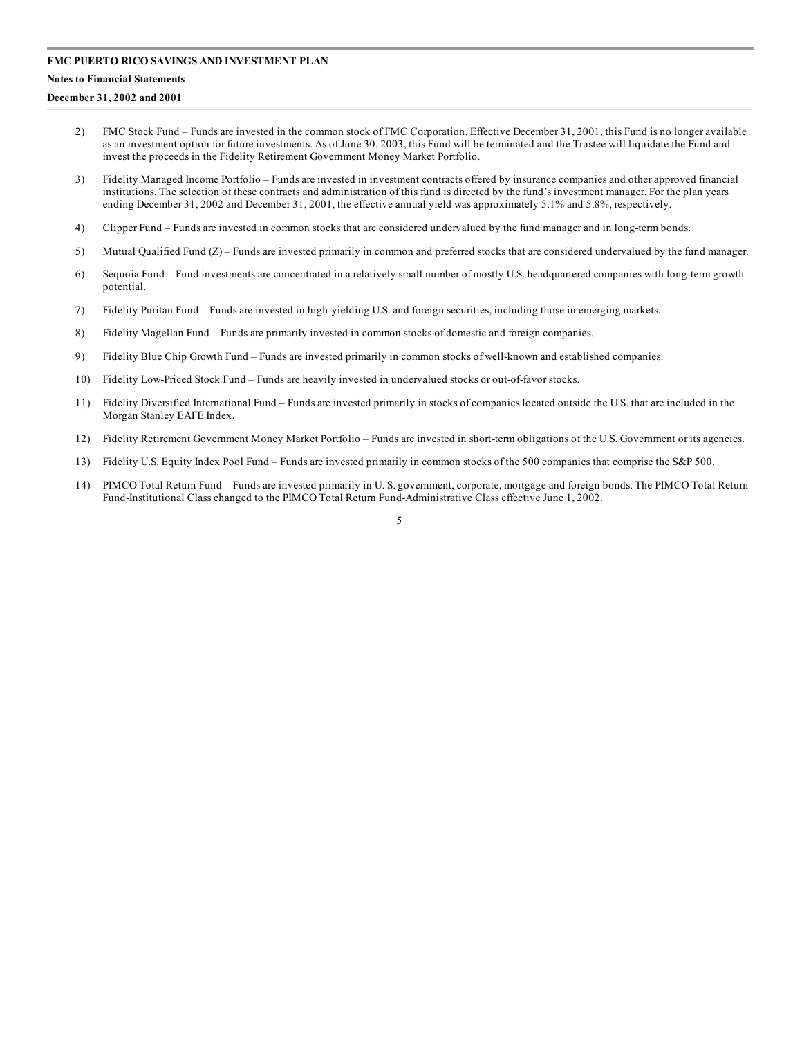2) FMC Stock Fund – Funds are invested in the common stock of FMC Corporation. Effective December 31, 2001, this Fund is no longer available as an investment option for future investments. As of June 30, 2003, this Fund will be terminated and the Trustee will liquidate the Fund and invest the proceeds in the Fidelity Retirement Government Money Market Portfolio.

3) Fidelity Managed Income Portfolio – Funds are invested in investment contracts offered by insurance companies and other approved financial institutions. The selection of these contracts and administration of this fund is directed by the fund's investment manager. For the plan years ending December 31, 2002 and December 31, 2001, the effective annual yield was approximately 5.1% and 5.8%, respectively.

4) Clipper Fund – Funds are invested in common stocks that are considered undervalued by the fund manager and in long-term bonds.

5) Mutual Qualified Fund (Z) – Funds are invested primarily in common and preferred stocks that are considered undervalued by the fund manager.

6) Sequoia Fund – Fund investments are concentrated in a relatively small number of mostly U.S. headquartered companies with long-term growth potential.

7) Fidelity Puritan Fund – Funds are invested in high-yielding U.S. and foreign securities, including those in emerging markets.

8) Fidelity Magellan Fund – Funds are primarily invested in common stocks of domestic and foreign companies.

9) Fidelity Blue Chip Growth Fund – Funds are invested primarily in common stocks of well-known and established companies.

10) Fidelity Low-Priced Stock Fund – Funds are heavily invested in undervalued stocks or out-of-favor stocks.

11) Fidelity Diversified International Fund – Funds are invested primarily in stocks of companies located outside the U.S. that are included in the Morgan Stanley EAFE Index.

12) Fidelity Retirement Government Money Market Portfolio – Funds are invested in short-term obligations of the U.S. Government or its agencies.

13) Fidelity U.S. Equity Index Pool Fund – Funds are invested primarily in common stocks of the 500 companies that comprise the S&P 500.

14) PIMCO Total Return Fund – Funds are invested primarily in U. S. government, corporate, mortgage and foreign bonds. The PIMCO Total Return Fund-Institutional Class changed to the PIMCO Total Return Fund-Administrative Class effective June 1, 2002.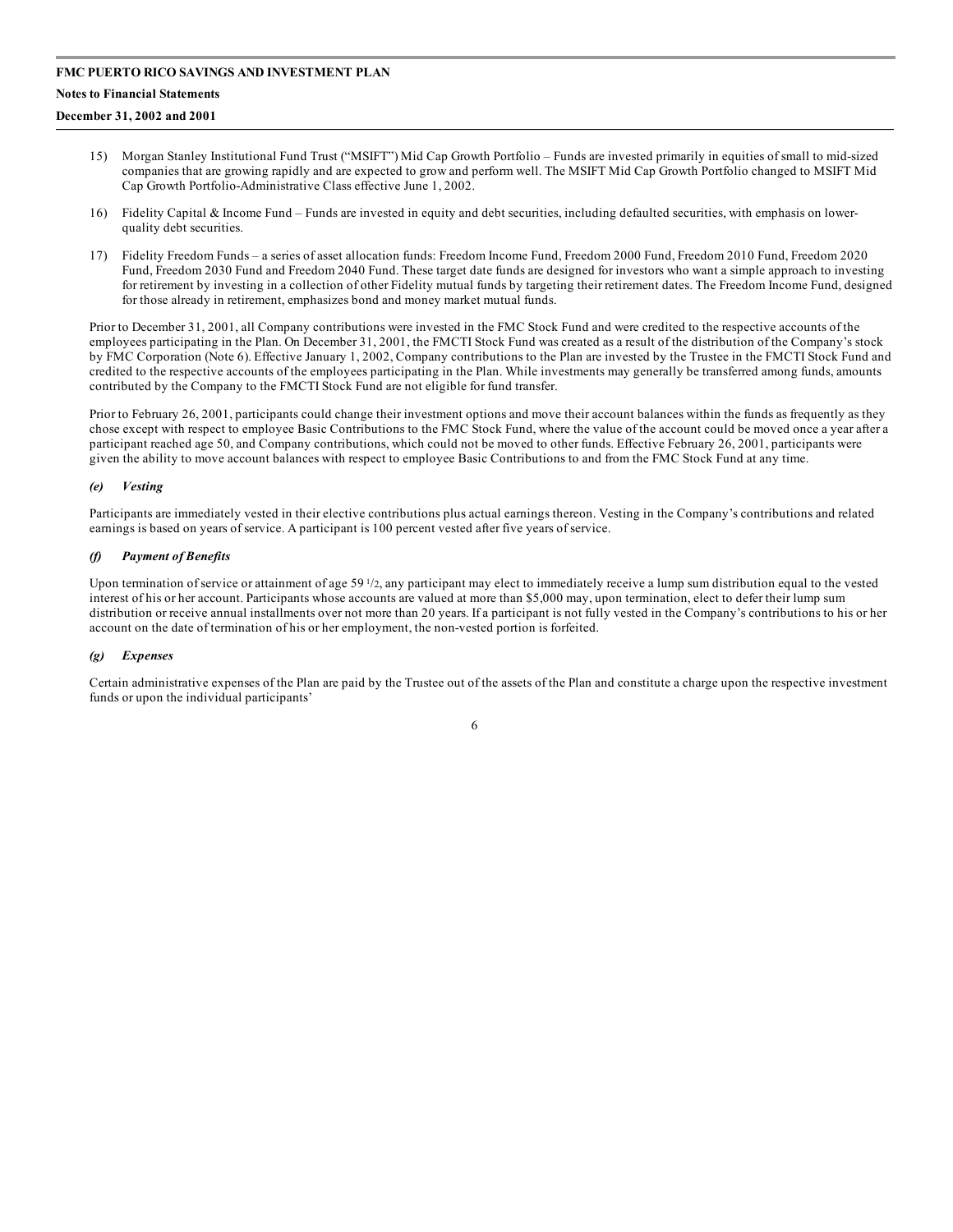15) Morgan Stanley Institutional Fund Trust ("MSIFT") Mid Cap Growth Portfolio – Funds are invested primarily in equities of small to mid-sized companies that are growing rapidly and are expected to grow and perform well. The MSIFT Mid Cap Growth Portfolio changed to MSIFT Mid Cap Growth Portfolio-Administrative Class effective June 1, 2002.

16) Fidelity Capital & Income Fund – Funds are invested in equity and debt securities, including defaulted securities, with emphasis on lower-quality debt securities.

17) Fidelity Freedom Funds – a series of asset allocation funds: Freedom Income Fund, Freedom 2000 Fund, Freedom 2010 Fund, Freedom 2020 Fund, Freedom 2030 Fund and Freedom 2040 Fund. These target date funds are designed for investors who want a simple approach to investing for retirement by investing in a collection of other Fidelity mutual funds by targeting their retirement dates. The Freedom Income Fund, designed for those already in retirement, emphasizes bond and money market mutual funds.

Prior to December 31, 2001, all Company contributions were invested in the FMC Stock Fund and were credited to the respective accounts of the employees participating in the Plan. On December 31, 2001, the FMCTI Stock Fund was created as a result of the distribution of the Company's stock by FMC Corporation (Note 6). Effective January 1, 2002, Company contributions to the Plan are invested by the Trustee in the FMCTI Stock Fund and credited to the respective accounts of the employees participating in the Plan. While investments may generally be transferred among funds, amounts contributed by the Company to the FMCTI Stock Fund are not eligible for fund transfer.

Prior to February 26, 2001, participants could change their investment options and move their account balances within the funds as frequently as they chose except with respect to employee Basic Contributions to the FMC Stock Fund, where the value of the account could be moved once a year after a participant reached age 50, and Company contributions, which could not be moved to other funds. Effective February 26, 2001, participants were given the ability to move account balances with respect to employee Basic Contributions to and from the FMC Stock Fund at any time.

### *(e) Vesting*

Participants are immediately vested in their elective contributions plus actual earnings thereon. Vesting in the Company's contributions and related earnings is based on years of service. A participant is 100 percent vested after five years of service.

### *(f) Payment of Benefits*

Upon termination of service or attainment of age 59 1/2, any participant may elect to immediately receive a lump sum distribution equal to the vested interest of his or her account. Participants whose accounts are valued at more than $5,000 may, upon termination, elect to defer their lump sum distribution or receive annual installments over not more than 20 years. If a participant is not fully vested in the Company's contributions to his or her account on the date of termination of his or her employment, the non-vested portion is forfeited.

### *(g) Expenses*

Certain administrative expenses of the Plan are paid by the Trustee out of the assets of the Plan and constitute a charge upon the respective investment funds or upon the individual participants'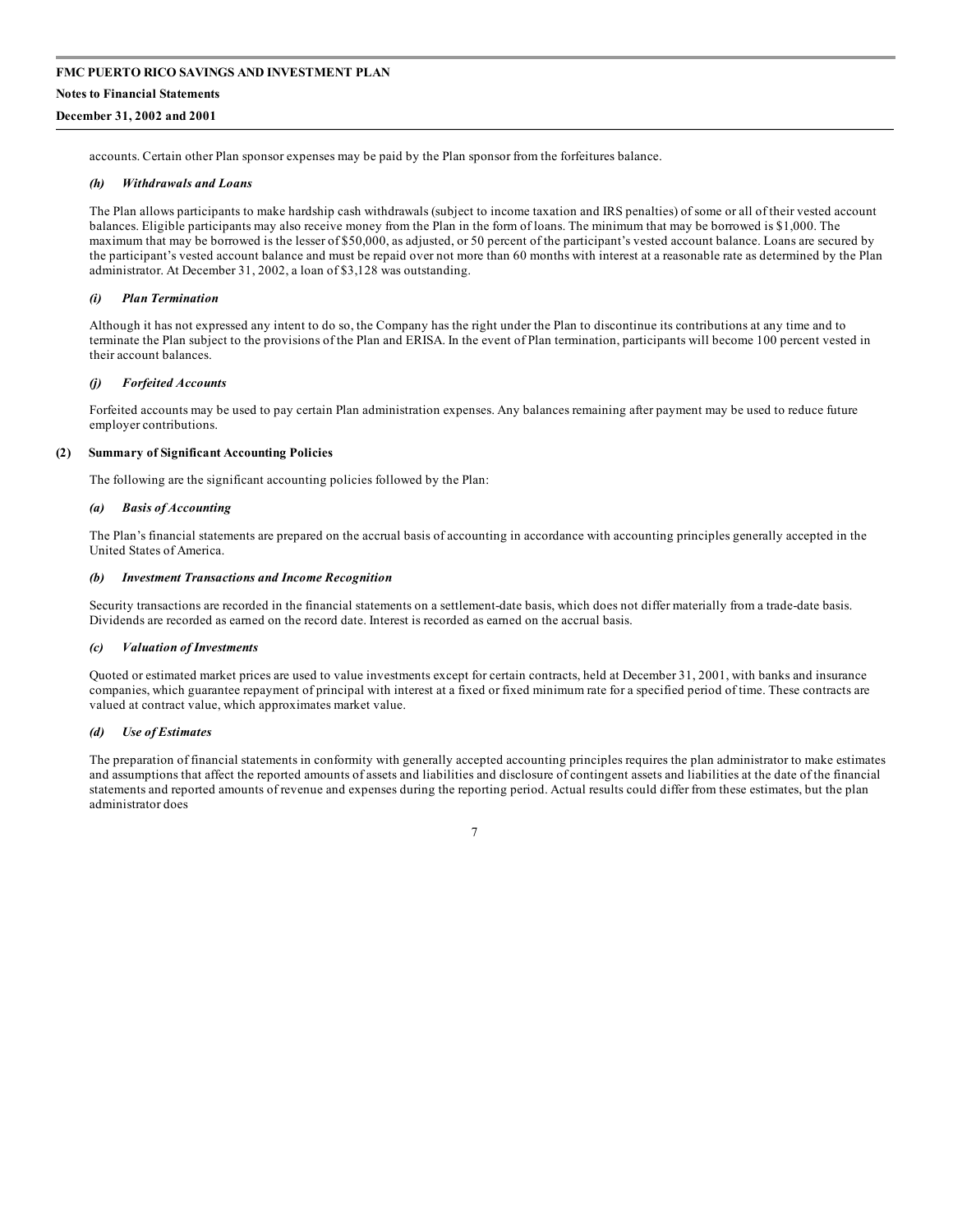accounts. Certain other Plan sponsor expenses may be paid by the Plan sponsor from the forfeitures balance.

#### *(h) Withdrawals and Loans*

The Plan allows participants to make hardship cash withdrawals (subject to income taxation and IRS penalties) of some or all of their vested account balances. Eligible participants may also receive money from the Plan in the form of loans. The minimum that may be borrowed is $1,000. The maximum that may be borrowed is the lesser of $50,000, as adjusted, or 50 percent of the participant's vested account balance. Loans are secured by the participant's vested account balance and must be repaid over not more than 60 months with interest at a reasonable rate as determined by the Plan administrator. At December 31, 2002, a loan of $3,128 was outstanding.

#### *(i) Plan Termination*

Although it has not expressed any intent to do so, the Company has the right under the Plan to discontinue its contributions at any time and to terminate the Plan subject to the provisions of the Plan and ERISA. In the event of Plan termination, participants will become 100 percent vested in their account balances.

#### *(j) Forfeited Accounts*

Forfeited accounts may be used to pay certain Plan administration expenses. Any balances remaining after payment may be used to reduce future employer contributions.

### (2) Summary of Significant Accounting Policies

The following are the significant accounting policies followed by the Plan:

#### *(a) Basis of Accounting*

The Plan's financial statements are prepared on the accrual basis of accounting in accordance with accounting principles generally accepted in the United States of America.

#### *(b) Investment Transactions and Income Recognition*

Security transactions are recorded in the financial statements on a settlement-date basis, which does not differ materially from a trade-date basis. Dividends are recorded as earned on the record date. Interest is recorded as earned on the accrual basis.

#### *(c) Valuation of Investments*

Quoted or estimated market prices are used to value investments except for certain contracts, held at December 31, 2001, with banks and insurance companies, which guarantee repayment of principal with interest at a fixed or fixed minimum rate for a specified period of time. These contracts are valued at contract value, which approximates market value.

#### *(d) Use of Estimates*

The preparation of financial statements in conformity with generally accepted accounting principles requires the plan administrator to make estimates and assumptions that affect the reported amounts of assets and liabilities and disclosure of contingent assets and liabilities at the date of the financial statements and reported amounts of revenue and expenses during the reporting period. Actual results could differ from these estimates, but the plan administrator does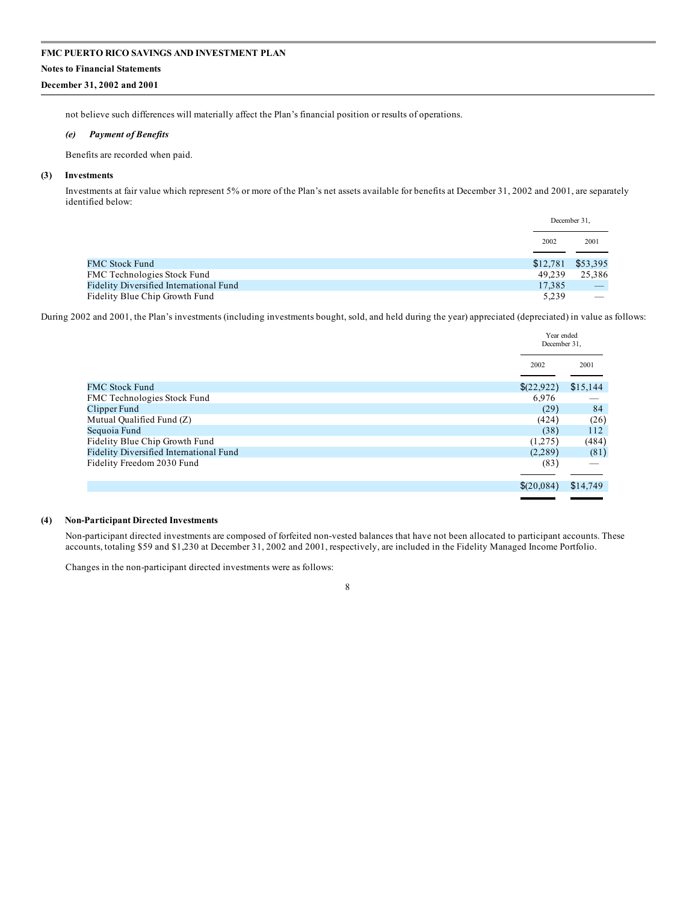not believe such differences will materially affect the Plan's financial position or results of operations.

*(e) Payment of Benefits*

Benefits are recorded when paid.

**(3) Investments**

Investments at fair value which represent 5% or more of the Plan's net assets available for benefits at December 31, 2002 and 2001, are separately identified below:

| | December 31, 2002 | December 31, 2001 |
|---|---|---|
| FMC Stock Fund | $12,781 | $53,395 |
| FMC Technologies Stock Fund | 49,239 | 25,386 |
| Fidelity Diversified International Fund | 17,385 | — |
| Fidelity Blue Chip Growth Fund | 5,239 | — |

During 2002 and 2001, the Plan's investments (including investments bought, sold, and held during the year) appreciated (depreciated) in value as follows:

| | Year ended December 31, 2002 | Year ended December 31, 2001 |
|---|---|---|
| FMC Stock Fund | $(22,922) | $15,144 |
| FMC Technologies Stock Fund | 6,976 | — |
| Clipper Fund | (29) | 84 |
| Mutual Qualified Fund (Z) | (424) | (26) |
| Sequoia Fund | (38) | 112 |
| Fidelity Blue Chip Growth Fund | (1,275) | (484) |
| Fidelity Diversified International Fund | (2,289) | (81) |
| Fidelity Freedom 2030 Fund | (83) | — |
| | $(20,084) | $14,749 |

**(4) Non-Participant Directed Investments**

Non-participant directed investments are composed of forfeited non-vested balances that have not been allocated to participant accounts. These accounts, totaling $59 and $1,230 at December 31, 2002 and 2001, respectively, are included in the Fidelity Managed Income Portfolio.

Changes in the non-participant directed investments were as follows: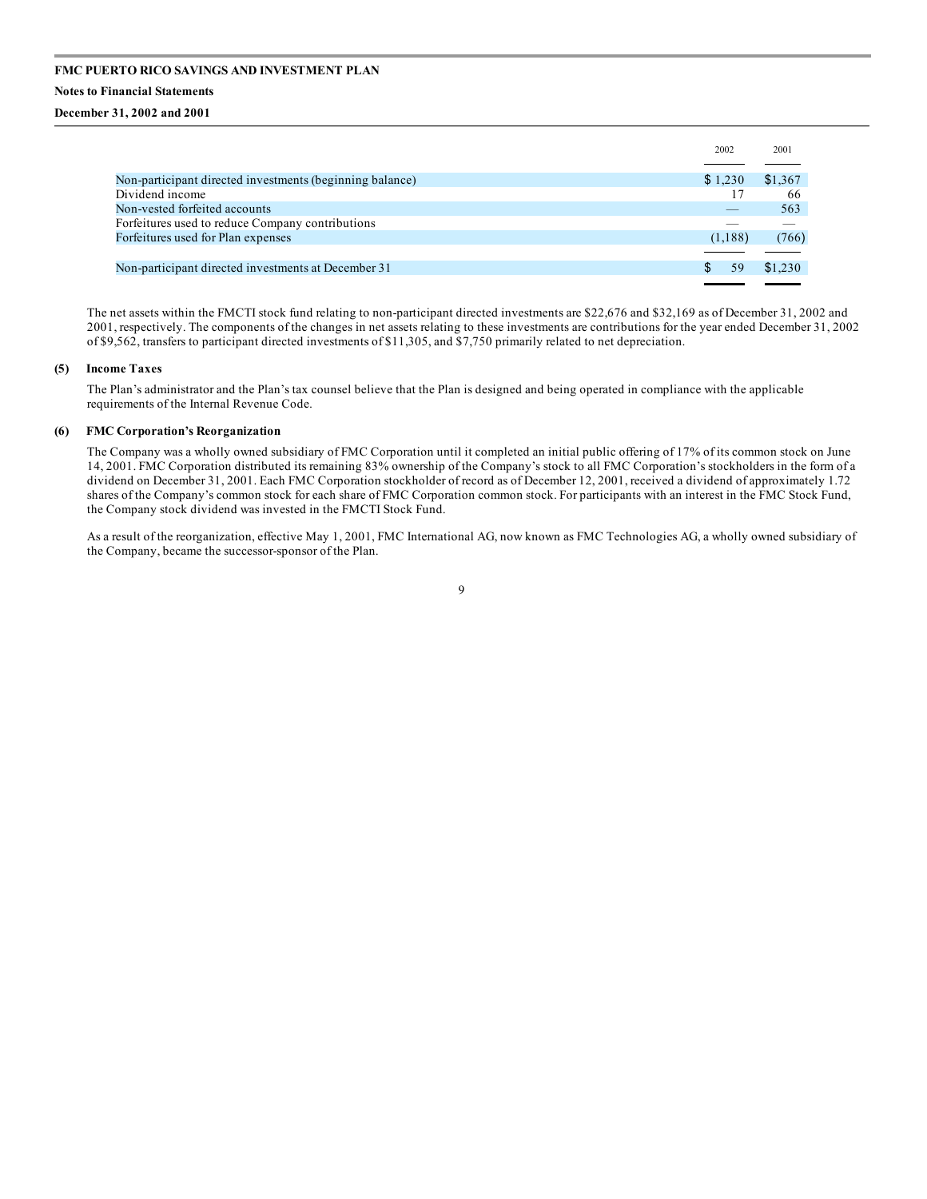**FMC PUERTO RICO SAVINGS AND INVESTMENT PLAN**

**Notes to Financial Statements**

**December 31, 2002 and 2001**

| | 2002 | 2001 |
|---|---|---|
| Non-participant directed investments (beginning balance) | $ 1,230 | $1,367 |
| Dividend income | 17 | 66 |
| Non-vested forfeited accounts | — | 563 |
| Forfeitures used to reduce Company contributions | — | — |
| Forfeitures used for Plan expenses | (1,188) | (766) |
| Non-participant directed investments at December 31 | $ 59 | $1,230 |

The net assets within the FMCTI stock fund relating to non-participant directed investments are $22,676 and $32,169 as of December 31, 2002 and 2001, respectively. The components of the changes in net assets relating to these investments are contributions for the year ended December 31, 2002 of $9,562, transfers to participant directed investments of $11,305, and $7,750 primarily related to net depreciation.

**(5) Income Taxes**

The Plan's administrator and the Plan's tax counsel believe that the Plan is designed and being operated in compliance with the applicable requirements of the Internal Revenue Code.

**(6) FMC Corporation's Reorganization**

The Company was a wholly owned subsidiary of FMC Corporation until it completed an initial public offering of 17% of its common stock on June 14, 2001. FMC Corporation distributed its remaining 83% ownership of the Company's stock to all FMC Corporation's stockholders in the form of a dividend on December 31, 2001. Each FMC Corporation stockholder of record as of December 12, 2001, received a dividend of approximately 1.72 shares of the Company's common stock for each share of FMC Corporation common stock. For participants with an interest in the FMC Stock Fund, the Company stock dividend was invested in the FMCTI Stock Fund.

As a result of the reorganization, effective May 1, 2001, FMC International AG, now known as FMC Technologies AG, a wholly owned subsidiary of the Company, became the successor-sponsor of the Plan.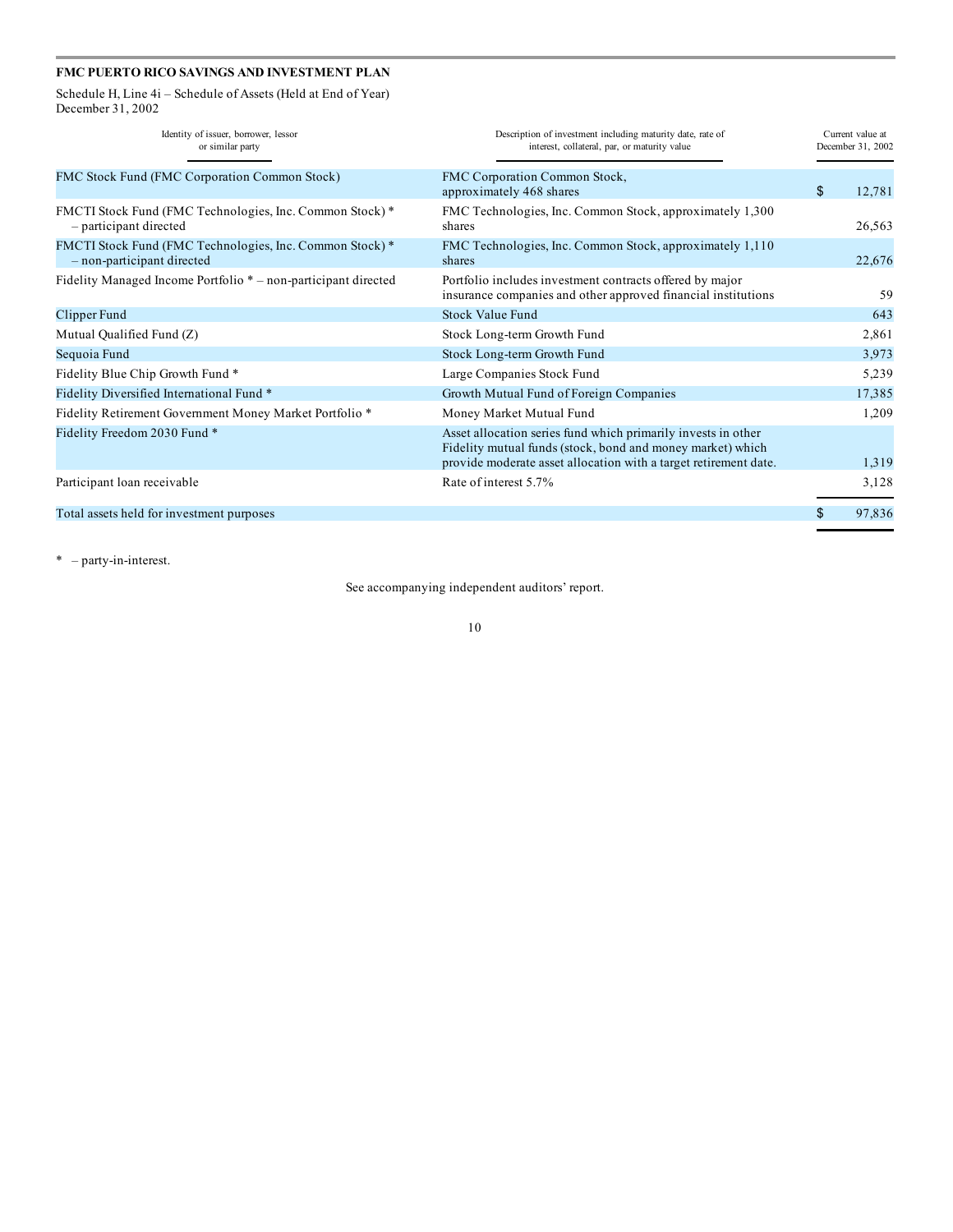**FMC PUERTO RICO SAVINGS AND INVESTMENT PLAN**

Schedule H, Line 4i – Schedule of Assets (Held at End of Year)
December 31, 2002

| Identity of issuer, borrower, lessor or similar party | Description of investment including maturity date, rate of interest, collateral, par, or maturity value | Current value at December 31, 2002 |
|---|---|---|
| FMC Stock Fund (FMC Corporation Common Stock) | FMC Corporation Common Stock, approximately 468 shares | $ 12,781 |
| FMCTI Stock Fund (FMC Technologies, Inc. Common Stock) * – participant directed | FMC Technologies, Inc. Common Stock, approximately 1,300 shares | 26,563 |
| FMCTI Stock Fund (FMC Technologies, Inc. Common Stock) * – non-participant directed | FMC Technologies, Inc. Common Stock, approximately 1,110 shares | 22,676 |
| Fidelity Managed Income Portfolio * – non-participant directed | Portfolio includes investment contracts offered by major insurance companies and other approved financial institutions | 59 |
| Clipper Fund | Stock Value Fund | 643 |
| Mutual Qualified Fund (Z) | Stock Long-term Growth Fund | 2,861 |
| Sequoia Fund | Stock Long-term Growth Fund | 3,973 |
| Fidelity Blue Chip Growth Fund * | Large Companies Stock Fund | 5,239 |
| Fidelity Diversified International Fund * | Growth Mutual Fund of Foreign Companies | 17,385 |
| Fidelity Retirement Government Money Market Portfolio * | Money Market Mutual Fund | 1,209 |
| Fidelity Freedom 2030 Fund * | Asset allocation series fund which primarily invests in other Fidelity mutual funds (stock, bond and money market) which provide moderate asset allocation with a target retirement date. | 1,319 |
| Participant loan receivable | Rate of interest 5.7% | 3,128 |
| Total assets held for investment purposes | | $ 97,836 |

* – party-in-interest.

See accompanying independent auditors' report.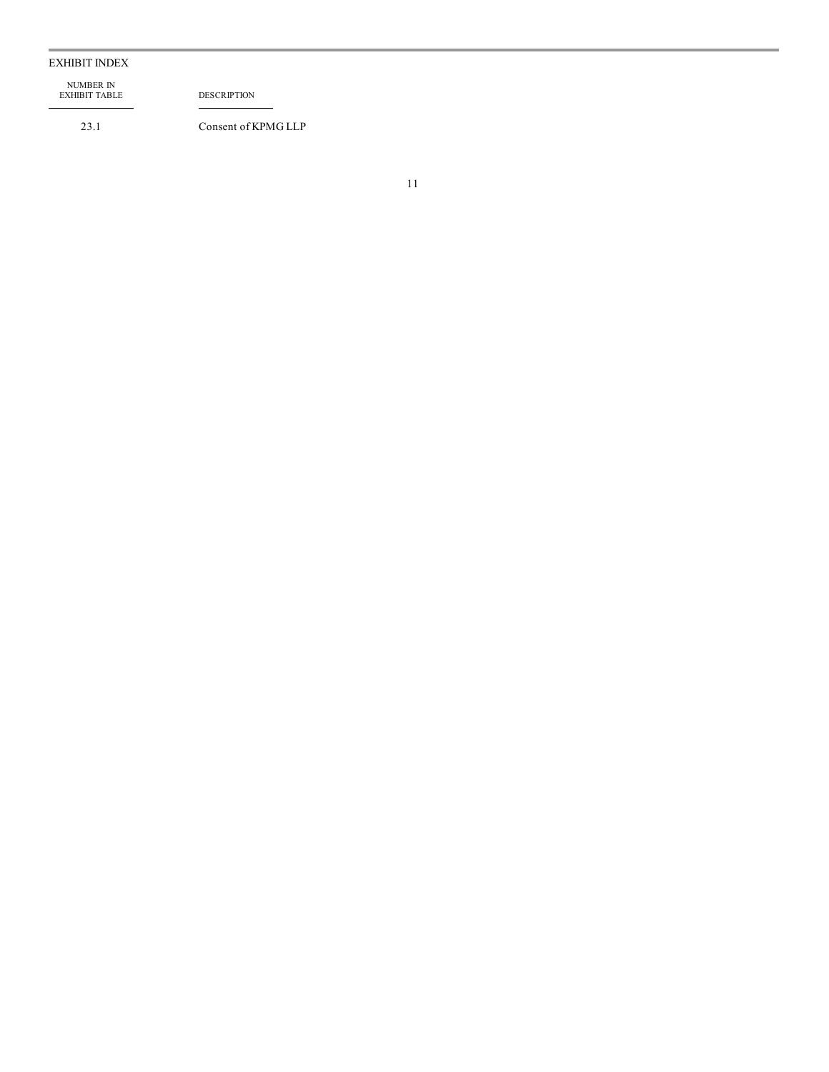EXHIBIT INDEX

| NUMBER IN EXHIBIT TABLE | DESCRIPTION |
| --- | --- |
| 23.1 | Consent of KPMG LLP |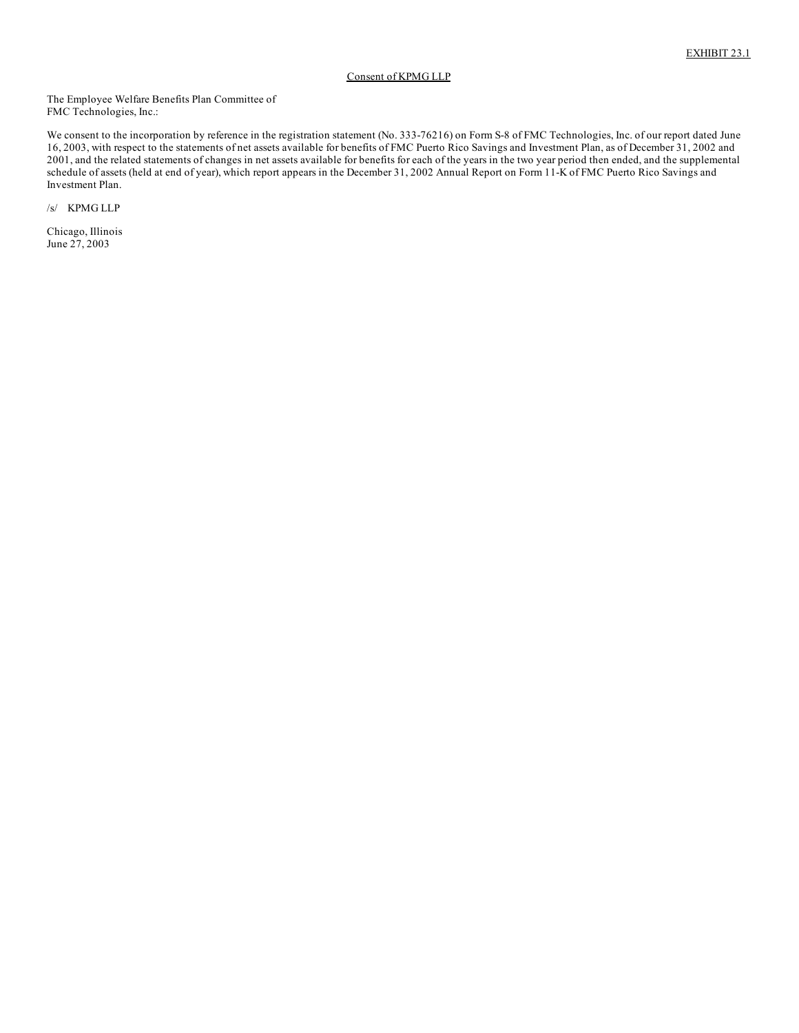EXHIBIT 23.1

Consent of KPMG LLP

The Employee Welfare Benefits Plan Committee of
FMC Technologies, Inc.:

We consent to the incorporation by reference in the registration statement (No. 333-76216) on Form S-8 of FMC Technologies, Inc. of our report dated June 16, 2003, with respect to the statements of net assets available for benefits of FMC Puerto Rico Savings and Investment Plan, as of December 31, 2002 and 2001, and the related statements of changes in net assets available for benefits for each of the years in the two year period then ended, and the supplemental schedule of assets (held at end of year), which report appears in the December 31, 2002 Annual Report on Form 11-K of FMC Puerto Rico Savings and Investment Plan.

/s/ KPMG LLP

Chicago, Illinois
June 27, 2003